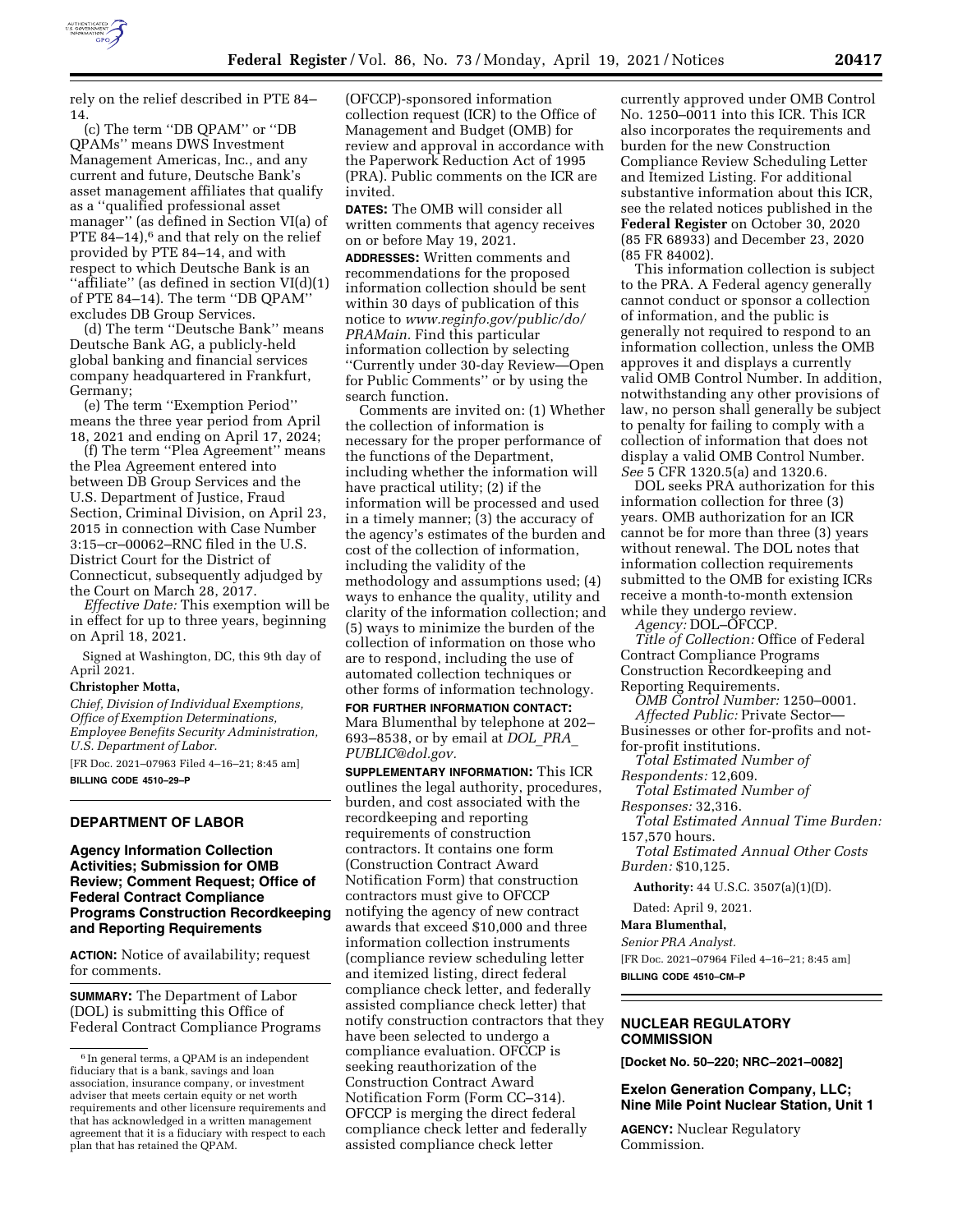rely on the relief described in PTE 84–14.

(c) The term ''DB QPAM'' or ''DB QPAMs'' means DWS Investment Management Americas, Inc., and any current and future, Deutsche Bank's asset management affiliates that qualify as a ''qualified professional asset manager'' (as defined in Section VI(a) of PTE 84–14),[6] and that rely on the relief provided by PTE 84–14, and with respect to which Deutsche Bank is an ''affiliate'' (as defined in section VI(d)(1) of PTE 84–14). The term ''DB QPAM'' excludes DB Group Services.

(d) The term ''Deutsche Bank'' means Deutsche Bank AG, a publicly-held global banking and financial services company headquartered in Frankfurt, Germany;

(e) The term ''Exemption Period'' means the three year period from April 18, 2021 and ending on April 17, 2024;

(f) The term ''Plea Agreement'' means the Plea Agreement entered into between DB Group Services and the U.S. Department of Justice, Fraud Section, Criminal Division, on April 23, 2015 in connection with Case Number 3:15–cr–00062–RNC filed in the U.S. District Court for the District of Connecticut, subsequently adjudged by the Court on March 28, 2017.

*Effective Date:* This exemption will be in effect for up to three years, beginning on April 18, 2021.

Signed at Washington, DC, this 9th day of April 2021.

**Christopher Motta,**

*Chief, Division of Individual Exemptions, Office of Exemption Determinations, Employee Benefits Security Administration, U.S. Department of Labor.*

[FR Doc. 2021–07963 Filed 4–16–21; 8:45 am]

**BILLING CODE 4510–29–P**

[6] In general terms, a QPAM is an independent fiduciary that is a bank, savings and loan association, insurance company, or investment adviser that meets certain equity or net worth requirements and other licensure requirements and that has acknowledged in a written management agreement that it is a fiduciary with respect to each plan that has retained the QPAM.

## DEPARTMENT OF LABOR

### Agency Information Collection Activities; Submission for OMB Review; Comment Request; Office of Federal Contract Compliance Programs Construction Recordkeeping and Reporting Requirements

**ACTION:** Notice of availability; request for comments.

**SUMMARY:** The Department of Labor (DOL) is submitting this Office of Federal Contract Compliance Programs (OFCCP)-sponsored information collection request (ICR) to the Office of Management and Budget (OMB) for review and approval in accordance with the Paperwork Reduction Act of 1995 (PRA). Public comments on the ICR are invited.

**DATES:** The OMB will consider all written comments that agency receives on or before May 19, 2021.

**ADDRESSES:** Written comments and recommendations for the proposed information collection should be sent within 30 days of publication of this notice to *www.reginfo.gov/public/do/PRAMain*. Find this particular information collection by selecting ''Currently under 30-day Review—Open for Public Comments'' or by using the search function.

Comments are invited on: (1) Whether the collection of information is necessary for the proper performance of the functions of the Department, including whether the information will have practical utility; (2) if the information will be processed and used in a timely manner; (3) the accuracy of the agency's estimates of the burden and cost of the collection of information, including the validity of the methodology and assumptions used; (4) ways to enhance the quality, utility and clarity of the information collection; and (5) ways to minimize the burden of the collection of information on those who are to respond, including the use of automated collection techniques or other forms of information technology.

**FOR FURTHER INFORMATION CONTACT:** Mara Blumenthal by telephone at 202–693–8538, or by email at *DOL_PRA_PUBLIC@dol.gov*.

**SUPPLEMENTARY INFORMATION:** This ICR outlines the legal authority, procedures, burden, and cost associated with the recordkeeping and reporting requirements of construction contractors. It contains one form (Construction Contract Award Notification Form) that construction contractors must give to OFCCP notifying the agency of new contract awards that exceed $10,000 and three information collection instruments (compliance review scheduling letter and itemized listing, direct federal compliance check letter, and federally assisted compliance check letter) that notify construction contractors that they have been selected to undergo a compliance evaluation. OFCCP is seeking reauthorization of the Construction Contract Award Notification Form (Form CC–314). OFCCP is merging the direct federal compliance check letter and federally assisted compliance check letter currently approved under OMB Control No. 1250–0011 into this ICR. This ICR also incorporates the requirements and burden for the new Construction Compliance Review Scheduling Letter and Itemized Listing. For additional substantive information about this ICR, see the related notices published in the **Federal Register** on October 30, 2020 (85 FR 68933) and December 23, 2020 (85 FR 84002).

This information collection is subject to the PRA. A Federal agency generally cannot conduct or sponsor a collection of information, and the public is generally not required to respond to an information collection, unless the OMB approves it and displays a currently valid OMB Control Number. In addition, notwithstanding any other provisions of law, no person shall generally be subject to penalty for failing to comply with a collection of information that does not display a valid OMB Control Number. *See* 5 CFR 1320.5(a) and 1320.6.

DOL seeks PRA authorization for this information collection for three (3) years. OMB authorization for an ICR cannot be for more than three (3) years without renewal. The DOL notes that information collection requirements submitted to the OMB for existing ICRs receive a month-to-month extension while they undergo review.

*Agency:* DOL–OFCCP.

*Title of Collection:* Office of Federal Contract Compliance Programs Construction Recordkeeping and Reporting Requirements.

*OMB Control Number:* 1250–0001.

*Affected Public:* Private Sector—Businesses or other for-profits and not-for-profit institutions.

*Total Estimated Number of Respondents:* 12,609.

*Total Estimated Number of Responses:* 32,316.

*Total Estimated Annual Time Burden:* 157,570 hours.

*Total Estimated Annual Other Costs Burden:* $10,125.

**Authority:** 44 U.S.C. 3507(a)(1)(D).

Dated: April 9, 2021.

**Mara Blumenthal,**

*Senior PRA Analyst.*

[FR Doc. 2021–07964 Filed 4–16–21; 8:45 am]

**BILLING CODE 4510–CM–P**

## NUCLEAR REGULATORY COMMISSION

**[Docket No. 50–220; NRC–2021–0082]**

### Exelon Generation Company, LLC; Nine Mile Point Nuclear Station, Unit 1

**AGENCY:** Nuclear Regulatory Commission.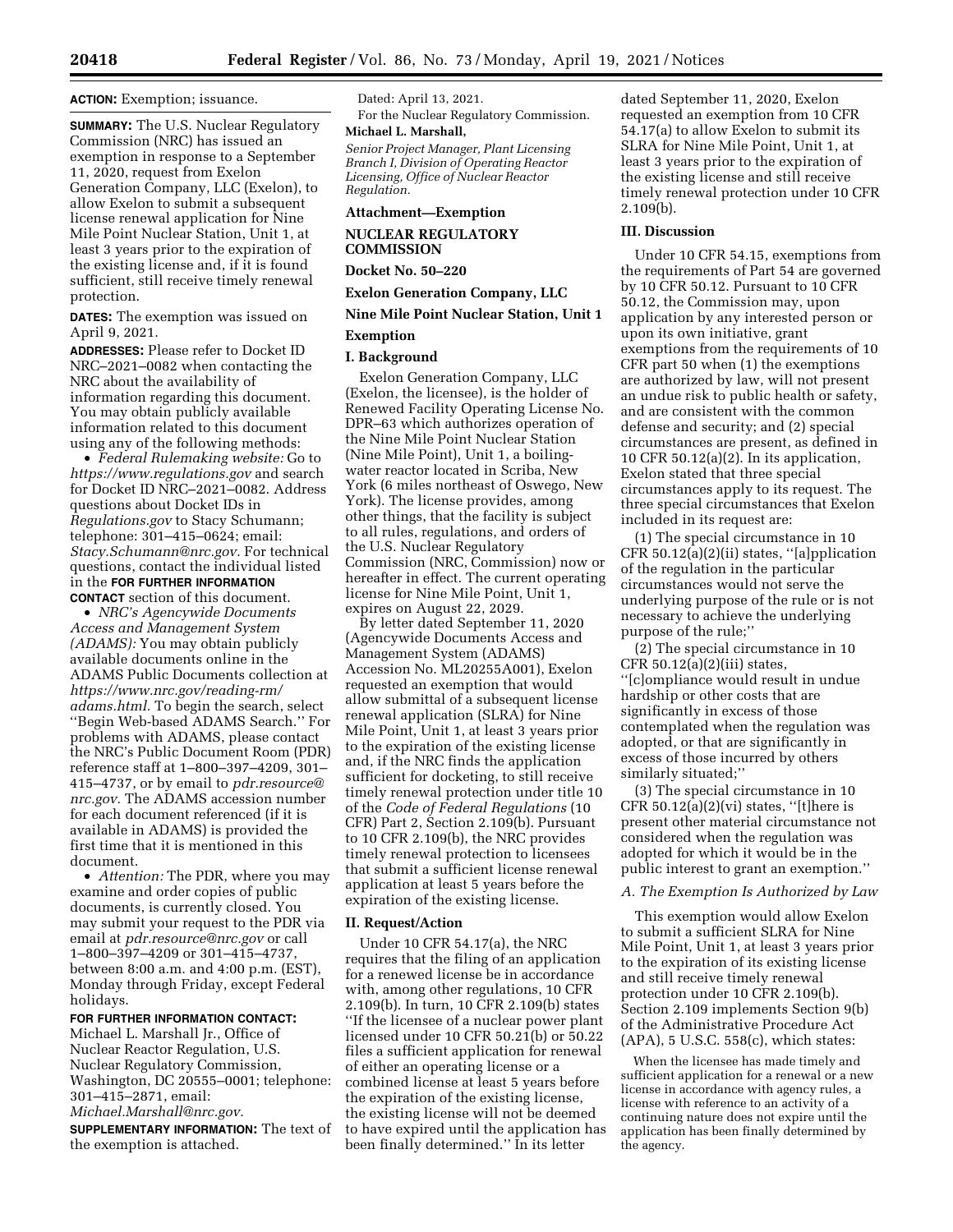**ACTION:** Exemption; issuance.

**SUMMARY:** The U.S. Nuclear Regulatory Commission (NRC) has issued an exemption in response to a September 11, 2020, request from Exelon Generation Company, LLC (Exelon), to allow Exelon to submit a subsequent license renewal application for Nine Mile Point Nuclear Station, Unit 1, at least 3 years prior to the expiration of the existing license and, if it is found sufficient, still receive timely renewal protection.

**DATES:** The exemption was issued on April 9, 2021.

**ADDRESSES:** Please refer to Docket ID NRC–2021–0082 when contacting the NRC about the availability of information regarding this document. You may obtain publicly available information related to this document using any of the following methods:

- *Federal Rulemaking website:* Go to *https://www.regulations.gov* and search for Docket ID NRC–2021–0082. Address questions about Docket IDs in *Regulations.gov* to Stacy Schumann; telephone: 301–415–0624; email: *Stacy.Schumann@nrc.gov.* For technical questions, contact the individual listed in the **FOR FURTHER INFORMATION CONTACT** section of this document.
- *NRC's Agencywide Documents Access and Management System (ADAMS):* You may obtain publicly available documents online in the ADAMS Public Documents collection at *https://www.nrc.gov/reading-rm/adams.html.* To begin the search, select ''Begin Web-based ADAMS Search.'' For problems with ADAMS, please contact the NRC's Public Document Room (PDR) reference staff at 1–800–397–4209, 301–415–4737, or by email to *pdr.resource@nrc.gov.* The ADAMS accession number for each document referenced (if it is available in ADAMS) is provided the first time that it is mentioned in this document.
- *Attention:* The PDR, where you may examine and order copies of public documents, is currently closed. You may submit your request to the PDR via email at *pdr.resource@nrc.gov* or call 1–800–397–4209 or 301–415–4737, between 8:00 a.m. and 4:00 p.m. (EST), Monday through Friday, except Federal holidays.

**FOR FURTHER INFORMATION CONTACT:** Michael L. Marshall Jr., Office of Nuclear Reactor Regulation, U.S. Nuclear Regulatory Commission, Washington, DC 20555–0001; telephone: 301–415–2871, email: *Michael.Marshall@nrc.gov.*

**SUPPLEMENTARY INFORMATION:** The text of the exemption is attached.

Dated: April 13, 2021.

For the Nuclear Regulatory Commission.

**Michael L. Marshall,**

*Senior Project Manager, Plant Licensing Branch I, Division of Operating Reactor Licensing, Office of Nuclear Reactor Regulation.*

## Attachment—Exemption

## NUCLEAR REGULATORY COMMISSION

**Docket No. 50–220**

**Exelon Generation Company, LLC**

**Nine Mile Point Nuclear Station, Unit 1**

**Exemption**

### I. Background

Exelon Generation Company, LLC (Exelon, the licensee), is the holder of Renewed Facility Operating License No. DPR–63 which authorizes operation of the Nine Mile Point Nuclear Station (Nine Mile Point), Unit 1, a boiling-water reactor located in Scriba, New York (6 miles northeast of Oswego, New York). The license provides, among other things, that the facility is subject to all rules, regulations, and orders of the U.S. Nuclear Regulatory Commission (NRC, Commission) now or hereafter in effect. The current operating license for Nine Mile Point, Unit 1, expires on August 22, 2029.

By letter dated September 11, 2020 (Agencywide Documents Access and Management System (ADAMS) Accession No. ML20255A001), Exelon requested an exemption that would allow submittal of a subsequent license renewal application (SLRA) for Nine Mile Point, Unit 1, at least 3 years prior to the expiration of the existing license and, if the NRC finds the application sufficient for docketing, to still receive timely renewal protection under title 10 of the *Code of Federal Regulations* (10 CFR) Part 2, Section 2.109(b). Pursuant to 10 CFR 2.109(b), the NRC provides timely renewal protection to licensees that submit a sufficient license renewal application at least 5 years before the expiration of the existing license.

### II. Request/Action

Under 10 CFR 54.17(a), the NRC requires that the filing of an application for a renewed license be in accordance with, among other regulations, 10 CFR 2.109(b). In turn, 10 CFR 2.109(b) states ''If the licensee of a nuclear power plant licensed under 10 CFR 50.21(b) or 50.22 files a sufficient application for renewal of either an operating license or a combined license at least 5 years before the expiration of the existing license, the existing license will not be deemed to have expired until the application has been finally determined.'' In its letter dated September 11, 2020, Exelon requested an exemption from 10 CFR 54.17(a) to allow Exelon to submit its SLRA for Nine Mile Point, Unit 1, at least 3 years prior to the expiration of the existing license and still receive timely renewal protection under 10 CFR 2.109(b).

### III. Discussion

Under 10 CFR 54.15, exemptions from the requirements of Part 54 are governed by 10 CFR 50.12. Pursuant to 10 CFR 50.12, the Commission may, upon application by any interested person or upon its own initiative, grant exemptions from the requirements of 10 CFR part 50 when (1) the exemptions are authorized by law, will not present an undue risk to public health or safety, and are consistent with the common defense and security; and (2) special circumstances are present, as defined in 10 CFR 50.12(a)(2). In its application, Exelon stated that three special circumstances apply to its request. The three special circumstances that Exelon included in its request are:

(1) The special circumstance in 10 CFR 50.12(a)(2)(ii) states, ''[a]pplication of the regulation in the particular circumstances would not serve the underlying purpose of the rule or is not necessary to achieve the underlying purpose of the rule;''

(2) The special circumstance in 10 CFR 50.12(a)(2)(iii) states, ''[c]ompliance would result in undue hardship or other costs that are significantly in excess of those contemplated when the regulation was adopted, or that are significantly in excess of those incurred by others similarly situated;''

(3) The special circumstance in 10 CFR 50.12(a)(2)(vi) states, ''[t]here is present other material circumstance not considered when the regulation was adopted for which it would be in the public interest to grant an exemption.''

#### A. The Exemption Is Authorized by Law

This exemption would allow Exelon to submit a sufficient SLRA for Nine Mile Point, Unit 1, at least 3 years prior to the expiration of its existing license and still receive timely renewal protection under 10 CFR 2.109(b). Section 2.109 implements Section 9(b) of the Administrative Procedure Act (APA), 5 U.S.C. 558(c), which states:

> When the licensee has made timely and sufficient application for a renewal or a new license in accordance with agency rules, a license with reference to an activity of a continuing nature does not expire until the application has been finally determined by the agency.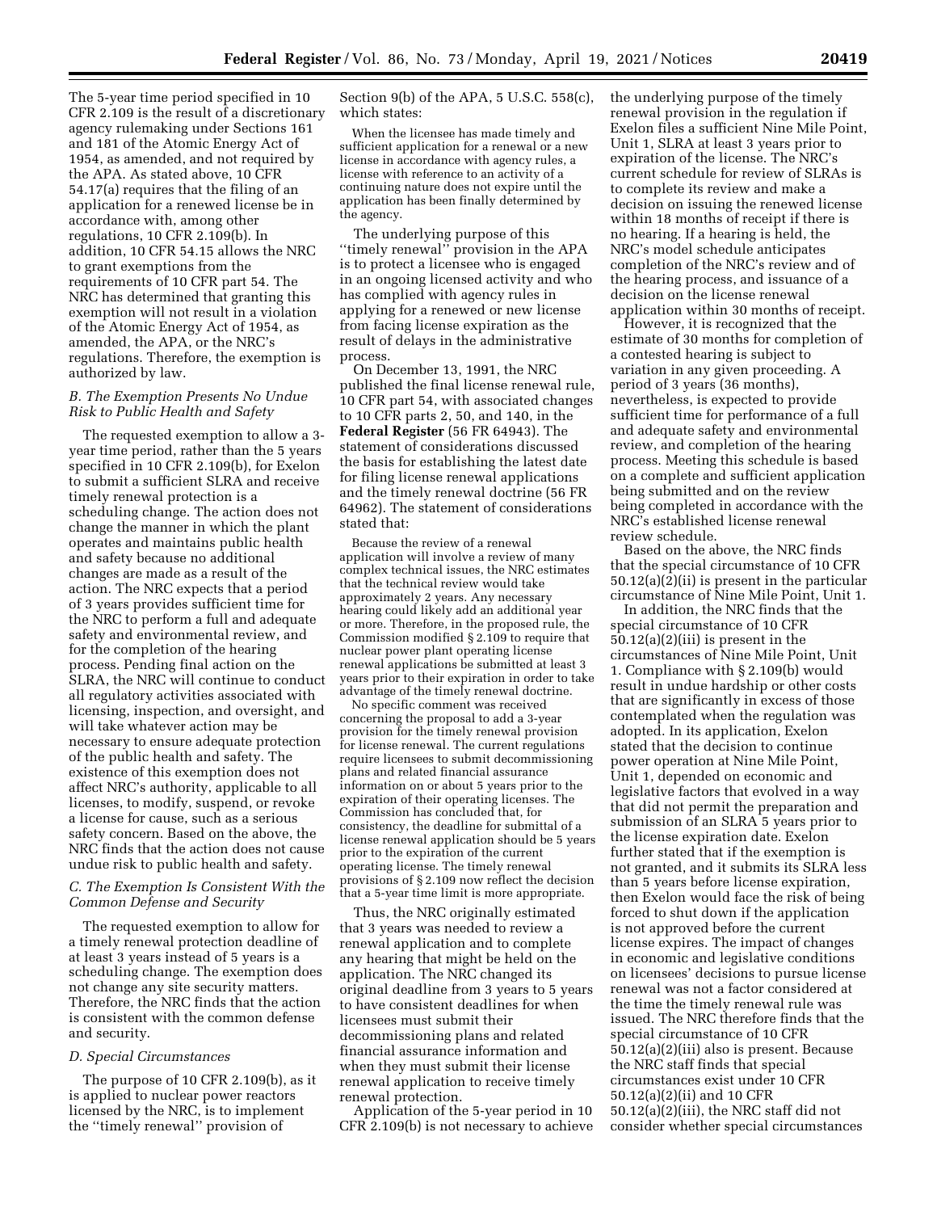The 5-year time period specified in 10 CFR 2.109 is the result of a discretionary agency rulemaking under Sections 161 and 181 of the Atomic Energy Act of 1954, as amended, and not required by the APA. As stated above, 10 CFR 54.17(a) requires that the filing of an application for a renewed license be in accordance with, among other regulations, 10 CFR 2.109(b). In addition, 10 CFR 54.15 allows the NRC to grant exemptions from the requirements of 10 CFR part 54. The NRC has determined that granting this exemption will not result in a violation of the Atomic Energy Act of 1954, as amended, the APA, or the NRC's regulations. Therefore, the exemption is authorized by law.

### *B. The Exemption Presents No Undue Risk to Public Health and Safety*

The requested exemption to allow a 3-year time period, rather than the 5 years specified in 10 CFR 2.109(b), for Exelon to submit a sufficient SLRA and receive timely renewal protection is a scheduling change. The action does not change the manner in which the plant operates and maintains public health and safety because no additional changes are made as a result of the action. The NRC expects that a period of 3 years provides sufficient time for the NRC to perform a full and adequate safety and environmental review, and for the completion of the hearing process. Pending final action on the SLRA, the NRC will continue to conduct all regulatory activities associated with licensing, inspection, and oversight, and will take whatever action may be necessary to ensure adequate protection of the public health and safety. The existence of this exemption does not affect NRC's authority, applicable to all licenses, to modify, suspend, or revoke a license for cause, such as a serious safety concern. Based on the above, the NRC finds that the action does not cause undue risk to public health and safety.

### *C. The Exemption Is Consistent With the Common Defense and Security*

The requested exemption to allow for a timely renewal protection deadline of at least 3 years instead of 5 years is a scheduling change. The exemption does not change any site security matters. Therefore, the NRC finds that the action is consistent with the common defense and security.

### *D. Special Circumstances*

The purpose of 10 CFR 2.109(b), as it is applied to nuclear power reactors licensed by the NRC, is to implement the "timely renewal" provision of Section 9(b) of the APA, 5 U.S.C. 558(c), which states:

> When the licensee has made timely and sufficient application for a renewal or a new license in accordance with agency rules, a license with reference to an activity of a continuing nature does not expire until the application has been finally determined by the agency.

The underlying purpose of this "timely renewal" provision in the APA is to protect a licensee who is engaged in an ongoing licensed activity and who has complied with agency rules in applying for a renewed or new license from facing license expiration as the result of delays in the administrative process.

On December 13, 1991, the NRC published the final license renewal rule, 10 CFR part 54, with associated changes to 10 CFR parts 2, 50, and 140, in the **Federal Register** (56 FR 64943). The statement of considerations discussed the basis for establishing the latest date for filing license renewal applications and the timely renewal doctrine (56 FR 64962). The statement of considerations stated that:

> Because the review of a renewal application will involve a review of many complex technical issues, the NRC estimates that the technical review would take approximately 2 years. Any necessary hearing could likely add an additional year or more. Therefore, in the proposed rule, the Commission modified § 2.109 to require that nuclear power plant operating license renewal applications be submitted at least 3 years prior to their expiration in order to take advantage of the timely renewal doctrine.
>
> No specific comment was received concerning the proposal to add a 3-year provision for the timely renewal provision for license renewal. The current regulations require licensees to submit decommissioning plans and related financial assurance information on or about 5 years prior to the expiration of their operating licenses. The Commission has concluded that, for consistency, the deadline for submittal of a license renewal application should be 5 years prior to the expiration of the current operating license. The timely renewal provisions of § 2.109 now reflect the decision that a 5-year time limit is more appropriate.

Thus, the NRC originally estimated that 3 years was needed to review a renewal application and to complete any hearing that might be held on the application. The NRC changed its original deadline from 3 years to 5 years to have consistent deadlines for when licensees must submit their decommissioning plans and related financial assurance information and when they must submit their license renewal application to receive timely renewal protection.

Application of the 5-year period in 10 CFR 2.109(b) is not necessary to achieve the underlying purpose of the timely renewal provision in the regulation if Exelon files a sufficient Nine Mile Point, Unit 1, SLRA at least 3 years prior to expiration of the license. The NRC's current schedule for review of SLRAs is to complete its review and make a decision on issuing the renewed license within 18 months of receipt if there is no hearing. If a hearing is held, the NRC's model schedule anticipates completion of the NRC's review and of the hearing process, and issuance of a decision on the license renewal application within 30 months of receipt.

However, it is recognized that the estimate of 30 months for completion of a contested hearing is subject to variation in any given proceeding. A period of 3 years (36 months), nevertheless, is expected to provide sufficient time for performance of a full and adequate safety and environmental review, and completion of the hearing process. Meeting this schedule is based on a complete and sufficient application being submitted and on the review being completed in accordance with the NRC's established license renewal review schedule.

Based on the above, the NRC finds that the special circumstance of 10 CFR 50.12(a)(2)(ii) is present in the particular circumstance of Nine Mile Point, Unit 1.

In addition, the NRC finds that the special circumstance of 10 CFR 50.12(a)(2)(iii) is present in the circumstances of Nine Mile Point, Unit 1. Compliance with § 2.109(b) would result in undue hardship or other costs that are significantly in excess of those contemplated when the regulation was adopted. In its application, Exelon stated that the decision to continue power operation at Nine Mile Point, Unit 1, depended on economic and legislative factors that evolved in a way that did not permit the preparation and submission of an SLRA 5 years prior to the license expiration date. Exelon further stated that if the exemption is not granted, and it submits its SLRA less than 5 years before license expiration, then Exelon would face the risk of being forced to shut down if the application is not approved before the current license expires. The impact of changes in economic and legislative conditions on licensees' decisions to pursue license renewal was not a factor considered at the time the timely renewal rule was issued. The NRC therefore finds that the special circumstance of 10 CFR 50.12(a)(2)(iii) also is present. Because the NRC staff finds that special circumstances exist under 10 CFR 50.12(a)(2)(ii) and 10 CFR 50.12(a)(2)(iii), the NRC staff did not consider whether special circumstances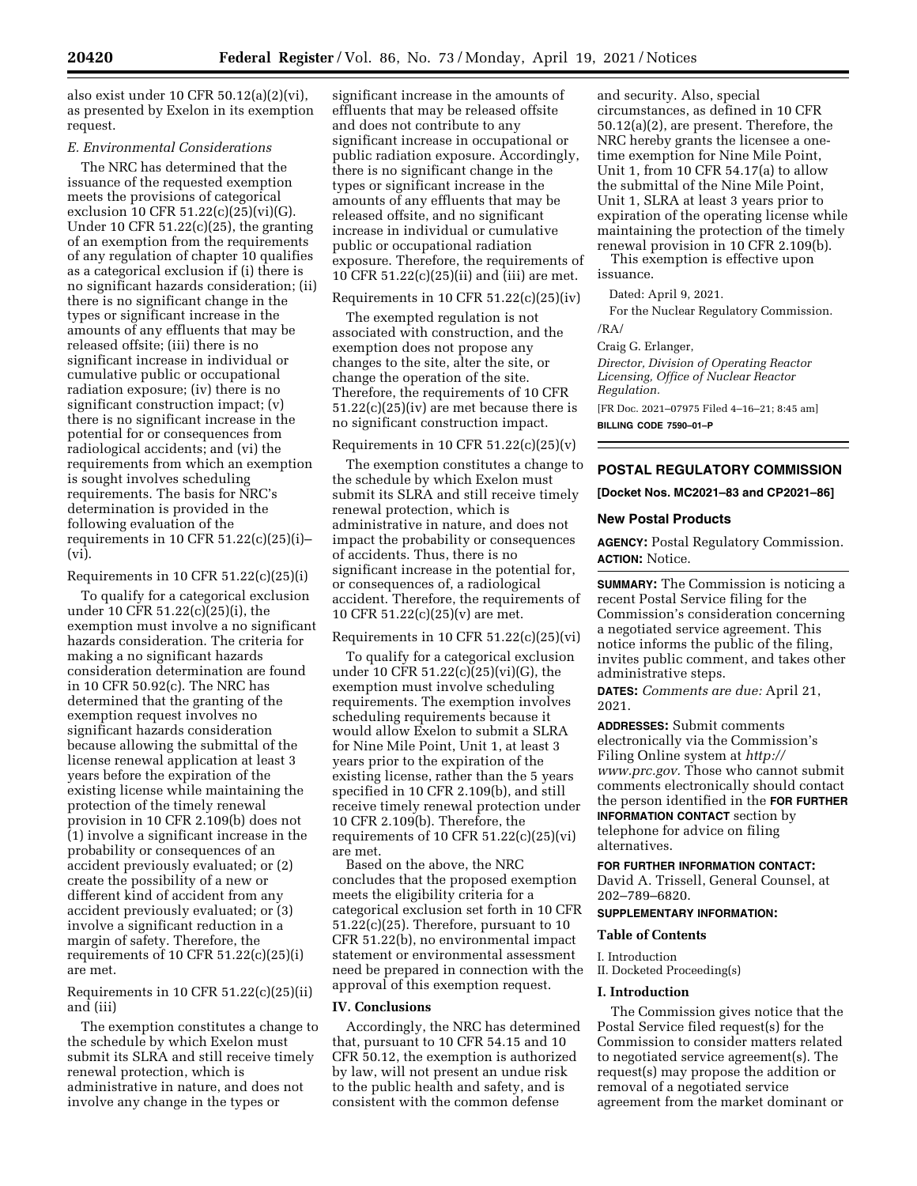also exist under 10 CFR 50.12(a)(2)(vi), as presented by Exelon in its exemption request.

*E. Environmental Considerations*

The NRC has determined that the issuance of the requested exemption meets the provisions of categorical exclusion 10 CFR 51.22(c)(25)(vi)(G). Under 10 CFR 51.22(c)(25), the granting of an exemption from the requirements of any regulation of chapter 10 qualifies as a categorical exclusion if (i) there is no significant hazards consideration; (ii) there is no significant change in the types or significant increase in the amounts of any effluents that may be released offsite; (iii) there is no significant increase in individual or cumulative public or occupational radiation exposure; (iv) there is no significant construction impact; (v) there is no significant increase in the potential for or consequences from radiological accidents; and (vi) the requirements from which an exemption is sought involves scheduling requirements. The basis for NRC's determination is provided in the following evaluation of the requirements in 10 CFR 51.22(c)(25)(i)–(vi).

Requirements in 10 CFR 51.22(c)(25)(i)

To qualify for a categorical exclusion under 10 CFR 51.22(c)(25)(i), the exemption must involve a no significant hazards consideration. The criteria for making a no significant hazards consideration determination are found in 10 CFR 50.92(c). The NRC has determined that the granting of the exemption request involves no significant hazards consideration because allowing the submittal of the license renewal application at least 3 years before the expiration of the existing license while maintaining the protection of the timely renewal provision in 10 CFR 2.109(b) does not (1) involve a significant increase in the probability or consequences of an accident previously evaluated; or (2) create the possibility of a new or different kind of accident from any accident previously evaluated; or (3) involve a significant reduction in a margin of safety. Therefore, the requirements of 10 CFR 51.22(c)(25)(i) are met.

Requirements in 10 CFR 51.22(c)(25)(ii) and (iii)

The exemption constitutes a change to the schedule by which Exelon must submit its SLRA and still receive timely renewal protection, which is administrative in nature, and does not involve any change in the types or significant increase in the amounts of effluents that may be released offsite and does not contribute to any significant increase in occupational or public radiation exposure. Accordingly, there is no significant change in the types or significant increase in the amounts of any effluents that may be released offsite, and no significant increase in individual or cumulative public or occupational radiation exposure. Therefore, the requirements of 10 CFR 51.22(c)(25)(ii) and (iii) are met.

Requirements in 10 CFR 51.22(c)(25)(iv)

The exempted regulation is not associated with construction, and the exemption does not propose any changes to the site, alter the site, or change the operation of the site. Therefore, the requirements of 10 CFR 51.22(c)(25)(iv) are met because there is no significant construction impact.

Requirements in 10 CFR 51.22(c)(25)(v)

The exemption constitutes a change to the schedule by which Exelon must submit its SLRA and still receive timely renewal protection, which is administrative in nature, and does not impact the probability or consequences of accidents. Thus, there is no significant increase in the potential for, or consequences of, a radiological accident. Therefore, the requirements of 10 CFR 51.22(c)(25)(v) are met.

Requirements in 10 CFR 51.22(c)(25)(vi)

To qualify for a categorical exclusion under 10 CFR 51.22(c)(25)(vi)(G), the exemption must involve scheduling requirements. The exemption involves scheduling requirements because it would allow Exelon to submit a SLRA for Nine Mile Point, Unit 1, at least 3 years prior to the expiration of the existing license, rather than the 5 years specified in 10 CFR 2.109(b), and still receive timely renewal protection under 10 CFR 2.109(b). Therefore, the requirements of 10 CFR 51.22(c)(25)(vi) are met.

Based on the above, the NRC concludes that the proposed exemption meets the eligibility criteria for a categorical exclusion set forth in 10 CFR 51.22(c)(25). Therefore, pursuant to 10 CFR 51.22(b), no environmental impact statement or environmental assessment need be prepared in connection with the approval of this exemption request.

## IV. Conclusions

Accordingly, the NRC has determined that, pursuant to 10 CFR 54.15 and 10 CFR 50.12, the exemption is authorized by law, will not present an undue risk to the public health and safety, and is consistent with the common defense and security. Also, special circumstances, as defined in 10 CFR 50.12(a)(2), are present. Therefore, the NRC hereby grants the licensee a one-time exemption for Nine Mile Point, Unit 1, from 10 CFR 54.17(a) to allow the submittal of the Nine Mile Point, Unit 1, SLRA at least 3 years prior to expiration of the operating license while maintaining the protection of the timely renewal provision in 10 CFR 2.109(b).

This exemption is effective upon issuance.

Dated: April 9, 2021.

For the Nuclear Regulatory Commission.

/RA/

Craig G. Erlanger,

*Director, Division of Operating Reactor Licensing, Office of Nuclear Reactor Regulation.*

[FR Doc. 2021–07975 Filed 4–16–21; 8:45 am]

**BILLING CODE 7590–01–P**

# POSTAL REGULATORY COMMISSION

**[Docket Nos. MC2021–83 and CP2021–86]**

## New Postal Products

**AGENCY:** Postal Regulatory Commission.

**ACTION:** Notice.

**SUMMARY:** The Commission is noticing a recent Postal Service filing for the Commission's consideration concerning a negotiated service agreement. This notice informs the public of the filing, invites public comment, and takes other administrative steps.

**DATES:** *Comments are due:* April 21, 2021.

**ADDRESSES:** Submit comments electronically via the Commission's Filing Online system at *http://www.prc.gov*. Those who cannot submit comments electronically should contact the person identified in the **FOR FURTHER INFORMATION CONTACT** section by telephone for advice on filing alternatives.

**FOR FURTHER INFORMATION CONTACT:** David A. Trissell, General Counsel, at 202–789–6820.

**SUPPLEMENTARY INFORMATION:**

### Table of Contents

I. Introduction
II. Docketed Proceeding(s)

### I. Introduction

The Commission gives notice that the Postal Service filed request(s) for the Commission to consider matters related to negotiated service agreement(s). The request(s) may propose the addition or removal of a negotiated service agreement from the market dominant or